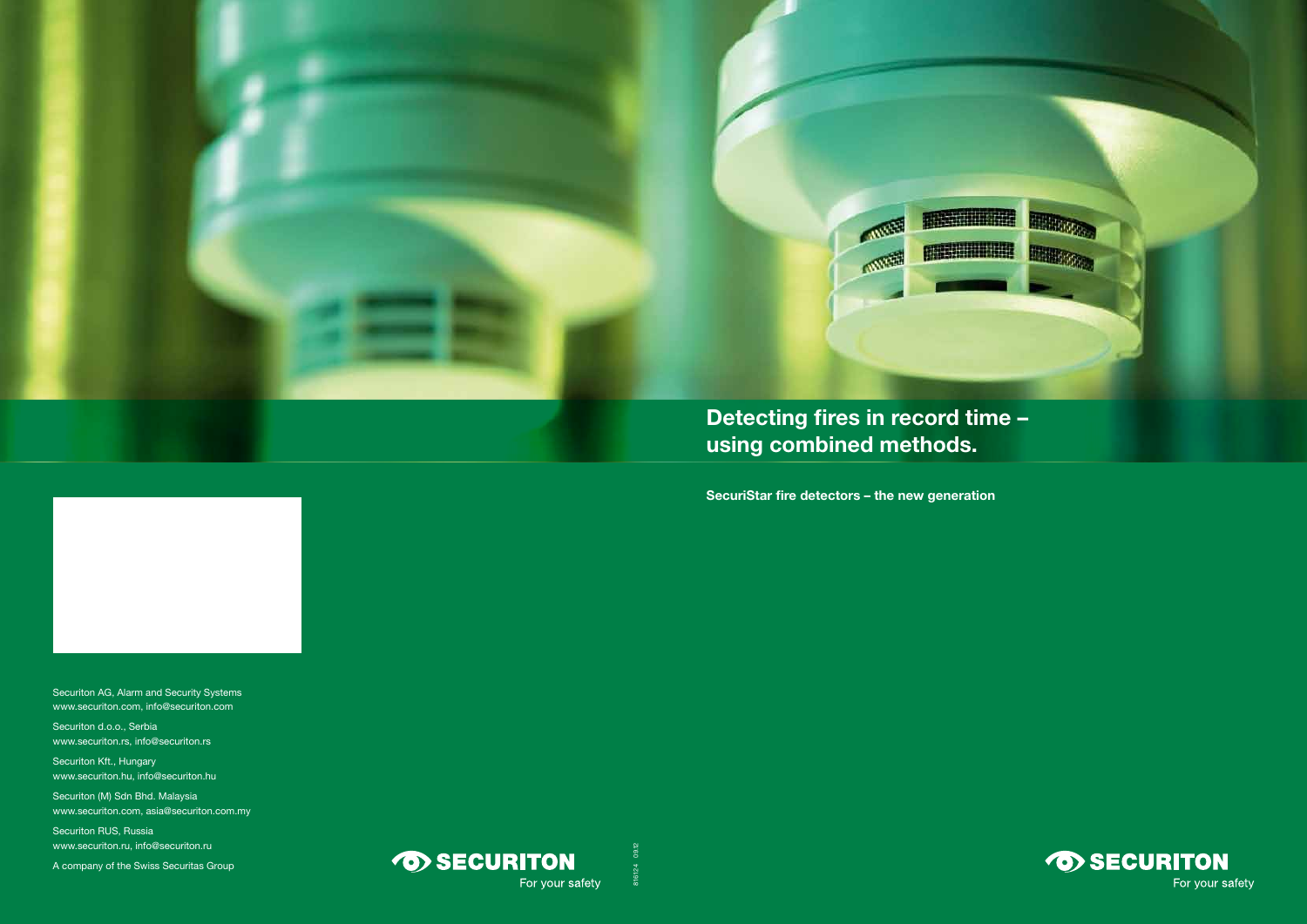# Detecting fires in record time – using combined methods.

**SecuriStar fire detectors – the new generation**

Securiton AG, Alarm and Security Systems
www.securiton.com, info@securiton.com

Securiton d.o.o., Serbia
www.securiton.rs, info@securiton.rs

Securiton Kft., Hungary
www.securiton.hu, info@securiton.hu

Securiton (M) Sdn Bhd. Malaysia
www.securiton.com, asia@securiton.com.my

Securiton RUS, Russia
www.securiton.ru, info@securiton.ru

A company of the Swiss Securitas Group

SECURITON
For your safety

816124 0912

SECURITON
For your safety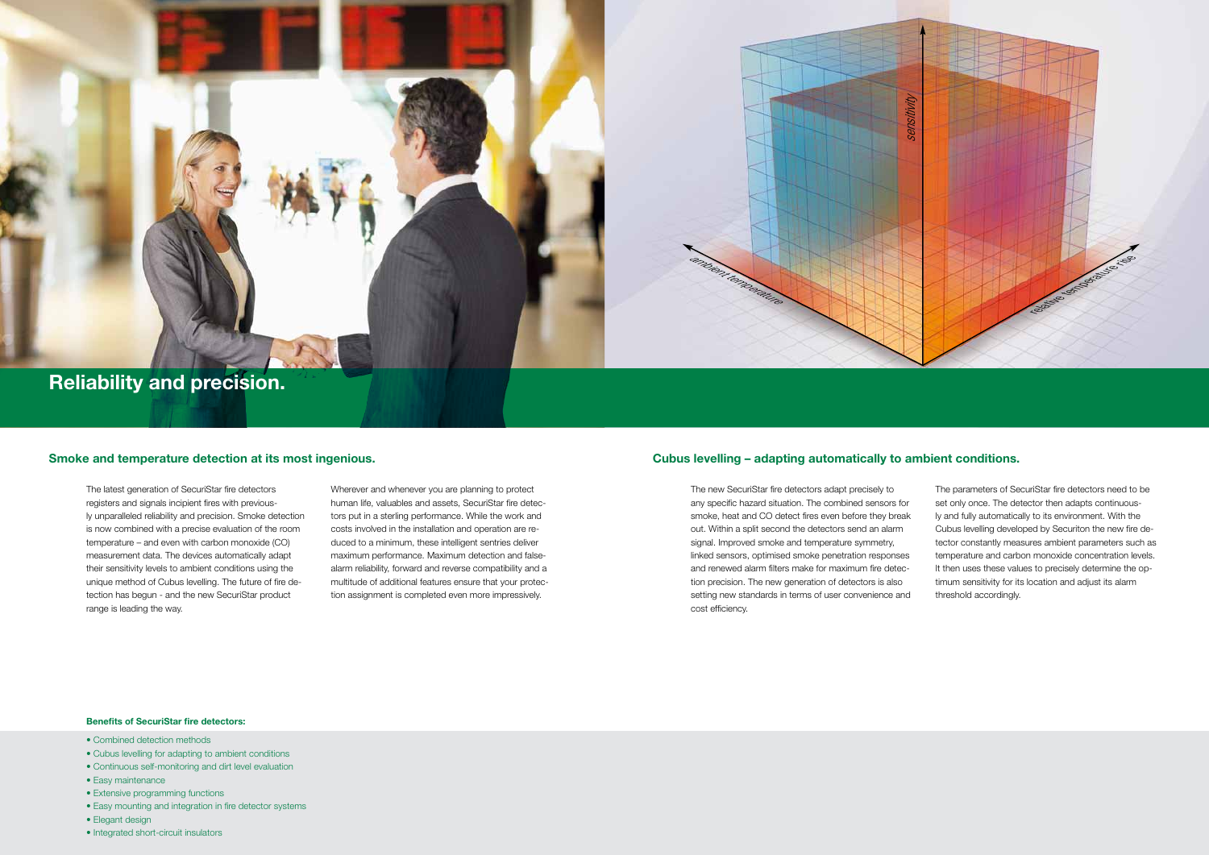# Reliability and precision.

## Smoke and temperature detection at its most ingenious.

The latest generation of SecuriStar fire detectors registers and signals incipient fires with previously unparalleled reliability and precision. Smoke detection is now combined with a precise evaluation of the room temperature – and even with carbon monoxide (CO) measurement data. The devices automatically adapt their sensitivity levels to ambient conditions using the unique method of Cubus levelling. The future of fire detection has begun - and the new SecuriStar product range is leading the way.

Wherever and whenever you are planning to protect human life, valuables and assets, SecuriStar fire detectors put in a sterling performance. While the work and costs involved in the installation and operation are reduced to a minimum, these intelligent sentries deliver maximum performance. Maximum detection and false-alarm reliability, forward and reverse compatibility and a multitude of additional features ensure that your protection assignment is completed even more impressively.

**Benefits of SecuriStar fire detectors:**

- Combined detection methods
- Cubus levelling for adapting to ambient conditions
- Continuous self-monitoring and dirt level evaluation
- Easy maintenance
- Extensive programming functions
- Easy mounting and integration in fire detector systems
- Elegant design
- Integrated short-circuit insulators

## Cubus levelling – adapting automatically to ambient conditions.

The new SecuriStar fire detectors adapt precisely to any specific hazard situation. The combined sensors for smoke, heat and CO detect fires even before they break out. Within a split second the detectors send an alarm signal. Improved smoke and temperature symmetry, linked sensors, optimised smoke penetration responses and renewed alarm filters make for maximum fire detection precision. The new generation of detectors is also setting new standards in terms of user convenience and cost efficiency.

The parameters of SecuriStar fire detectors need to be set only once. The detector then adapts continuously and fully automatically to its environment. With the Cubus levelling developed by Securiton the new fire detector constantly measures ambient parameters such as temperature and carbon monoxide concentration levels. It then uses these values to precisely determine the optimum sensitivity for its location and adjust its alarm threshold accordingly.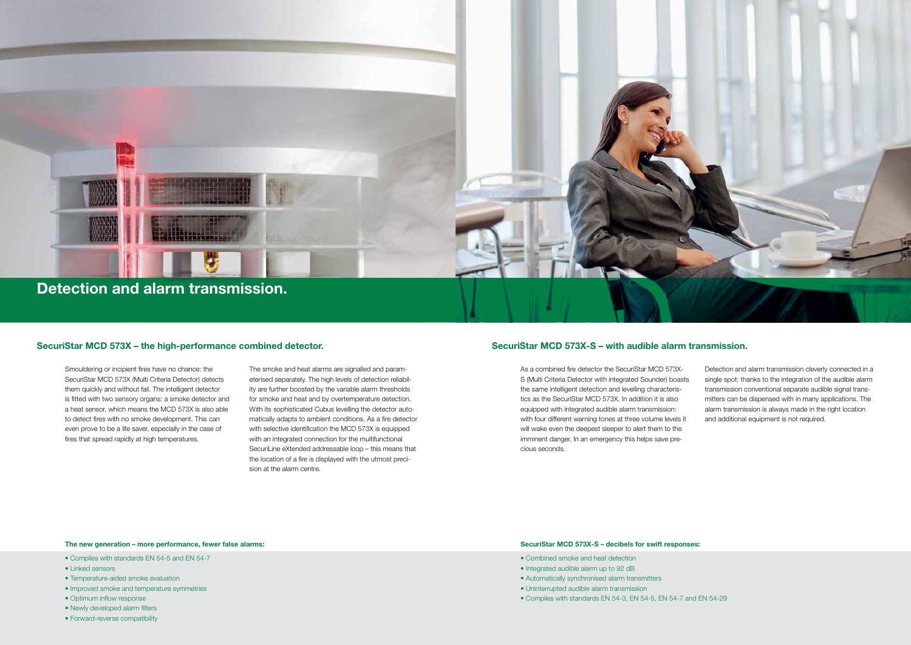# Detection and alarm transmission.

## SecuriStar MCD 573X – the high-performance combined detector.

Smouldering or incipient fires have no chance: the SecuriStar MCD 573X (Multi Criteria Detector) detects them quickly and without fail. The intelligent detector is fitted with two sensory organs: a smoke detector and a heat sensor, which means the MCD 573X is also able to detect fires with no smoke development. This can even prove to be a life saver, especially in the case of fires that spread rapidly at high temperatures.

The smoke and heat alarms are signalled and parameterised separately. The high levels of detection reliability are further boosted by the variable alarm thresholds for smoke and heat and by overtemperature detection. With its sophisticated Cubus levelling the detector automatically adapts to ambient conditions. As a fire detector with selective identification the MCD 573X is equipped with an integrated connection for the multifunctional SecuriLine eXtended addressable loop – this means that the location of a fire is displayed with the utmost precision at the alarm centre.

**The new generation – more performance, fewer false alarms:**

- Complies with standards EN 54-5 and EN 54-7
- Linked sensors
- Temperature-aided smoke evaluation
- Improved smoke and temperature symmetries
- Optimum inflow response
- Newly developed alarm filters
- Forward-reverse compatibility

## SecuriStar MCD 573X-S – with audible alarm transmission.

As a combined fire detector the SecuriStar MCD 573X-S (Multi Criteria Detector with integrated Sounder) boasts the same intelligent detection and levelling characteristics as the SecuriStar MCD 573X. In addition it is also equipped with integrated audible alarm transmission: with four different warning tones at three volume levels it will wake even the deepest sleeper to alert them to the imminent danger. In an emergency this helps save precious seconds.

Detection and alarm transmission cleverly connected in a single spot: thanks to the integration of the audible alarm transmission conventional separate audible signal transmitters can be dispensed with in many applications. The alarm transmission is always made in the right location and additional equipment is not required.

**SecuriStar MCD 573X-S – decibels for swift responses:**

- Combined smoke and heat detection
- Integrated audible alarm up to 92 dB
- Automatically synchronised alarm transmitters
- Uninterrupted audible alarm transmission
- Complies with standards EN 54-3, EN 54-5, EN 54-7 and EN 54-29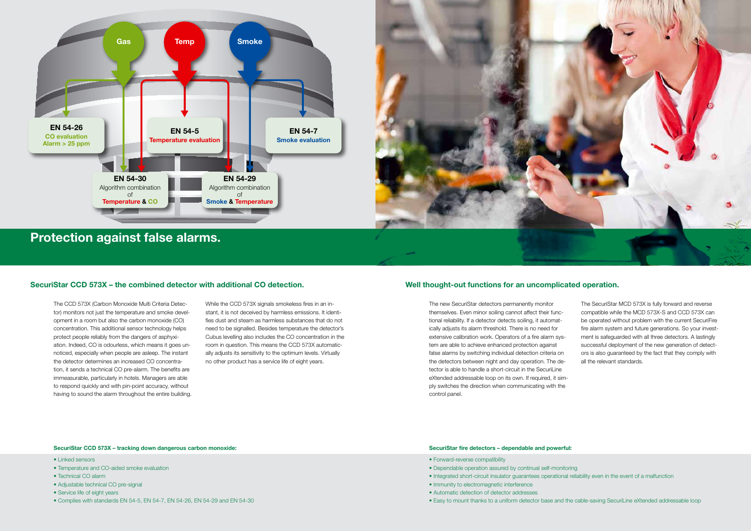Gas

Temp

Smoke

**EN 54-26**
CO evaluation
Alarm > 25 ppm

**EN 54-5**
Temperature evaluation

**EN 54-7**
Smoke evaluation

**EN 54-30**
Algorithm combination of Temperature & CO

**EN 54-29**
Algorithm combination of Smoke & Temperature

# Protection against false alarms.

## SecuriStar CCD 573X – the combined detector with additional CO detection.

The CCD 573X (Carbon Monoxide Multi Criteria Detector) monitors not just the temperature and smoke development in a room but also the carbon monoxide (CO) concentration. This additional sensor technology helps protect people reliably from the dangers of asphyxiation. Indeed, CO is odourless, which means it goes unnoticed, especially when people are asleep. The instant the detector determines an increased CO concentration, it sends a technical CO pre-alarm. The benefits are immeasurable, particularly in hotels. Managers are able to respond quickly and with pin-point accuracy, without having to sound the alarm throughout the entire building.

While the CCD 573X signals smokeless fires in an instant, it is not deceived by harmless emissions. It identifies dust and steam as harmless substances that do not need to be signalled. Besides temperature the detector's Cubus levelling also includes the CO concentration in the room in question. This means the CCD 573X automatically adjusts its sensitivity to the optimum levels. Virtually no other product has a service life of eight years.

**SecuriStar CCD 573X – tracking down dangerous carbon monoxide:**

- Linked sensors
- Temperature and CO-aided smoke evaluation
- Technical CO alarm
- Adjustable technical CO pre-signal
- Service life of eight years
- Complies with standards EN 54-5, EN 54-7, EN 54-26, EN 54-29 and EN 54-30

## Well thought-out functions for an uncomplicated operation.

The new SecuriStar detectors permanently monitor themselves. Even minor soiling cannot affect their functional reliability. If a detector detects soiling, it automatically adjusts its alarm threshold. There is no need for extensive calibration work. Operators of a fire alarm system are able to achieve enhanced protection against false alarms by switching individual detection criteria on the detectors between night and day operation. The detector is able to handle a short-circuit in the SecuriLine eXtended addressable loop on its own. If required, it simply switches the direction when communicating with the control panel.

The SecuriStar MCD 573X is fully forward and reverse compatible while the MCD 573X-S and CCD 573X can be operated without problem with the current SecuriFire fire alarm system and future generations. So your investment is safeguarded with all three detectors. A lastingly successful deployment of the new generation of detectors is also guaranteed by the fact that they comply with all the relevant standards.

**SecuriStar fire detectors – dependable and powerful:**

- Forward-reverse compatibility
- Dependable operation assured by continual self-monitoring
- Integrated short-circuit insulator guarantees operational reliability even in the event of a malfunction
- Immunity to electromagnetic interference
- Automatic detection of detector addresses
- Easy to mount thanks to a uniform detector base and the cable-saving SecuriLine eXtended addressable loop